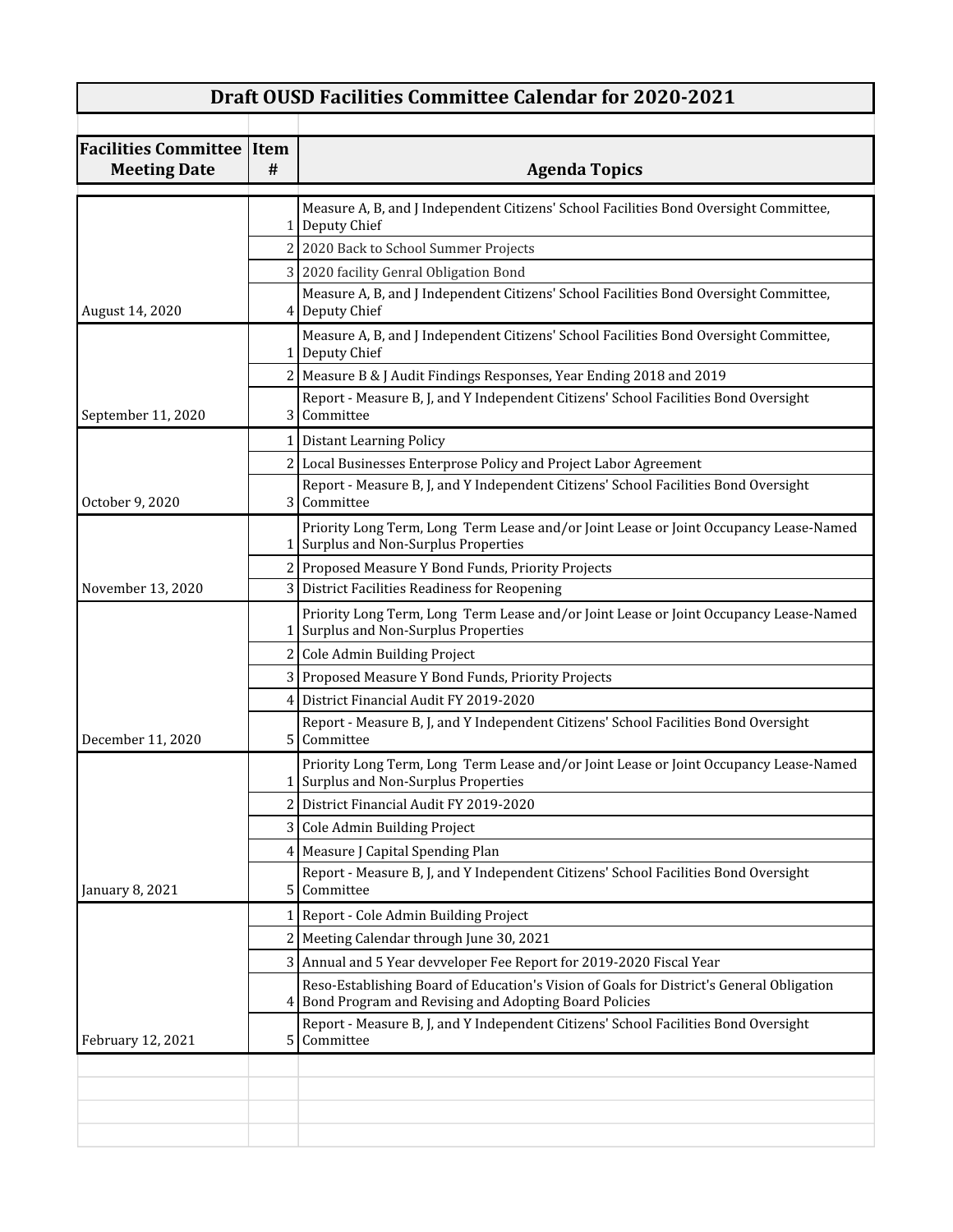# Draft OUSD Facilities Committee Calendar for 2020-2021

| Facilities Committee Meeting Date | Item # | Agenda Topics |
|---|---|---|
| August 14, 2020 | 1 | Measure A, B, and J Independent Citizens' School Facilities Bond Oversight Committee, Deputy Chief |
| | 2 | 2020 Back to School Summer Projects |
| | 3 | 2020 facility Genral Obligation Bond |
| | 4 | Measure A, B, and J Independent Citizens' School Facilities Bond Oversight Committee, Deputy Chief |
| September 11, 2020 | 1 | Measure A, B, and J Independent Citizens' School Facilities Bond Oversight Committee, Deputy Chief |
| | 2 | Measure B & J Audit Findings Responses, Year Ending 2018 and 2019 |
| | 3 | Report - Measure B, J, and Y Independent Citizens' School Facilities Bond Oversight Committee |
| October 9, 2020 | 1 | Distant Learning Policy |
| | 2 | Local Businesses Enterprose Policy and Project Labor Agreement |
| | 3 | Report - Measure B, J, and Y Independent Citizens' School Facilities Bond Oversight Committee |
| November 13, 2020 | 1 | Priority Long Term, Long Term Lease and/or Joint Lease or Joint Occupancy Lease-Named Surplus and Non-Surplus Properties |
| | 2 | Proposed Measure Y Bond Funds, Priority Projects |
| | 3 | District Facilities Readiness for Reopening |
| December 11, 2020 | 1 | Priority Long Term, Long Term Lease and/or Joint Lease or Joint Occupancy Lease-Named Surplus and Non-Surplus Properties |
| | 2 | Cole Admin Building Project |
| | 3 | Proposed Measure Y Bond Funds, Priority Projects |
| | 4 | District Financial Audit FY 2019-2020 |
| | 5 | Report - Measure B, J, and Y Independent Citizens' School Facilities Bond Oversight Committee |
| January 8, 2021 | 1 | Priority Long Term, Long Term Lease and/or Joint Lease or Joint Occupancy Lease-Named Surplus and Non-Surplus Properties |
| | 2 | District Financial Audit FY 2019-2020 |
| | 3 | Cole Admin Building Project |
| | 4 | Measure J Capital Spending Plan |
| | 5 | Report - Measure B, J, and Y Independent Citizens' School Facilities Bond Oversight Committee |
| February 12, 2021 | 1 | Report - Cole Admin Building Project |
| | 2 | Meeting Calendar through June 30, 2021 |
| | 3 | Annual and 5 Year devveloper Fee Report for 2019-2020 Fiscal Year |
| | 4 | Reso-Establishing Board of Education's Vision of Goals for District's General Obligation Bond Program and Revising and Adopting Board Policies |
| | 5 | Report - Measure B, J, and Y Independent Citizens' School Facilities Bond Oversight Committee |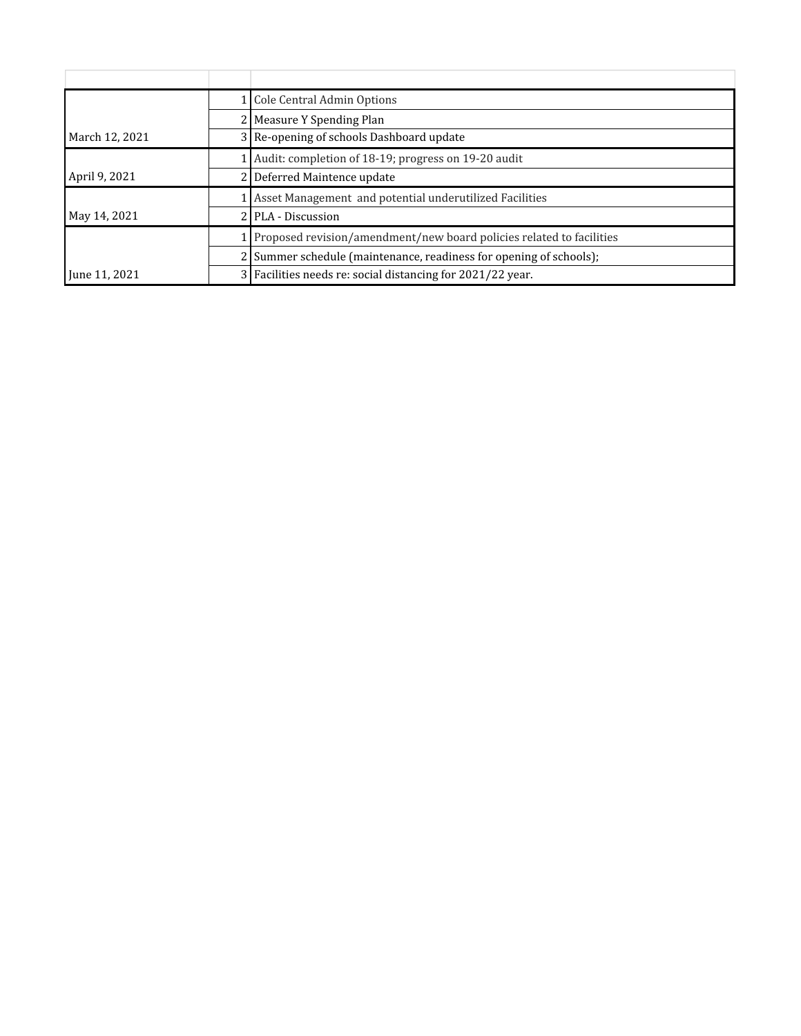| | | |
|---|---|---|
| March 12, 2021 | 1 | Cole Central Admin Options |
| | 2 | Measure Y Spending Plan |
| | 3 | Re-opening of schools Dashboard update |
| April 9, 2021 | 1 | Audit: completion of 18-19; progress on 19-20 audit |
| | 2 | Deferred Maintence update |
| May 14, 2021 | 1 | Asset Management and potential underutilized Facilities |
| | 2 | PLA - Discussion |
| June 11, 2021 | 1 | Proposed revision/amendment/new board policies related to facilities |
| | 2 | Summer schedule (maintenance, readiness for opening of schools); |
| | 3 | Facilities needs re: social distancing for 2021/22 year. |